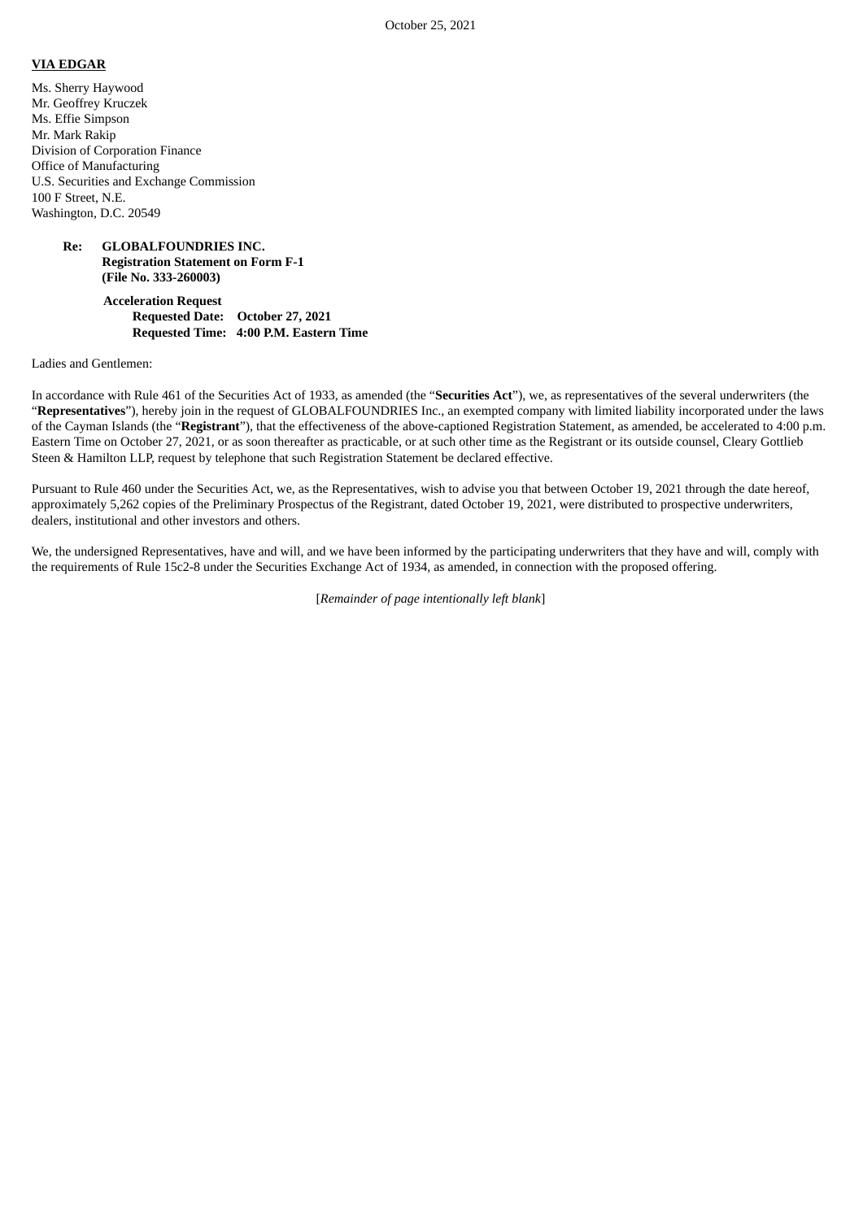October 25, 2021

**VIA EDGAR**

Ms. Sherry Haywood
Mr. Geoffrey Kruczek
Ms. Effie Simpson
Mr. Mark Rakip
Division of Corporation Finance
Office of Manufacturing
U.S. Securities and Exchange Commission
100 F Street, N.E.
Washington, D.C. 20549

**Re: GLOBALFOUNDRIES INC.**
**Registration Statement on Form F-1**
**(File No. 333-260003)**

**Acceleration Request**
**Requested Date: October 27, 2021**
**Requested Time: 4:00 P.M. Eastern Time**

Ladies and Gentlemen:

In accordance with Rule 461 of the Securities Act of 1933, as amended (the "**Securities Act**"), we, as representatives of the several underwriters (the "**Representatives**"), hereby join in the request of GLOBALFOUNDRIES Inc., an exempted company with limited liability incorporated under the laws of the Cayman Islands (the "**Registrant**"), that the effectiveness of the above-captioned Registration Statement, as amended, be accelerated to 4:00 p.m. Eastern Time on October 27, 2021, or as soon thereafter as practicable, or at such other time as the Registrant or its outside counsel, Cleary Gottlieb Steen & Hamilton LLP, request by telephone that such Registration Statement be declared effective.

Pursuant to Rule 460 under the Securities Act, we, as the Representatives, wish to advise you that between October 19, 2021 through the date hereof, approximately 5,262 copies of the Preliminary Prospectus of the Registrant, dated October 19, 2021, were distributed to prospective underwriters, dealers, institutional and other investors and others.

We, the undersigned Representatives, have and will, and we have been informed by the participating underwriters that they have and will, comply with the requirements of Rule 15c2-8 under the Securities Exchange Act of 1934, as amended, in connection with the proposed offering.

[*Remainder of page intentionally left blank*]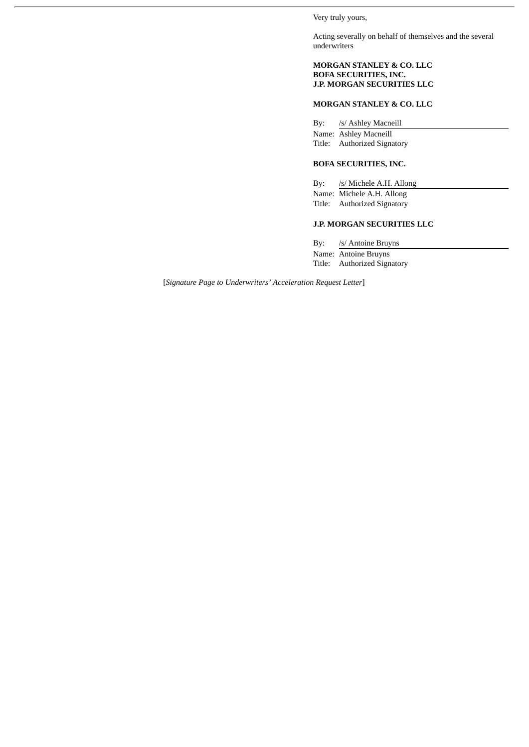Very truly yours,

Acting severally on behalf of themselves and the several underwriters

**MORGAN STANLEY & CO. LLC**
**BOFA SECURITIES, INC.**
**J.P. MORGAN SECURITIES LLC**

**MORGAN STANLEY & CO. LLC**

By: /s/ Ashley Macneill
Name: Ashley Macneill
Title: Authorized Signatory

**BOFA SECURITIES, INC.**

By: /s/ Michele A.H. Allong
Name: Michele A.H. Allong
Title: Authorized Signatory

**J.P. MORGAN SECURITIES LLC**

By: /s/ Antoine Bruyns
Name: Antoine Bruyns
Title: Authorized Signatory

[*Signature Page to Underwriters' Acceleration Request Letter*]